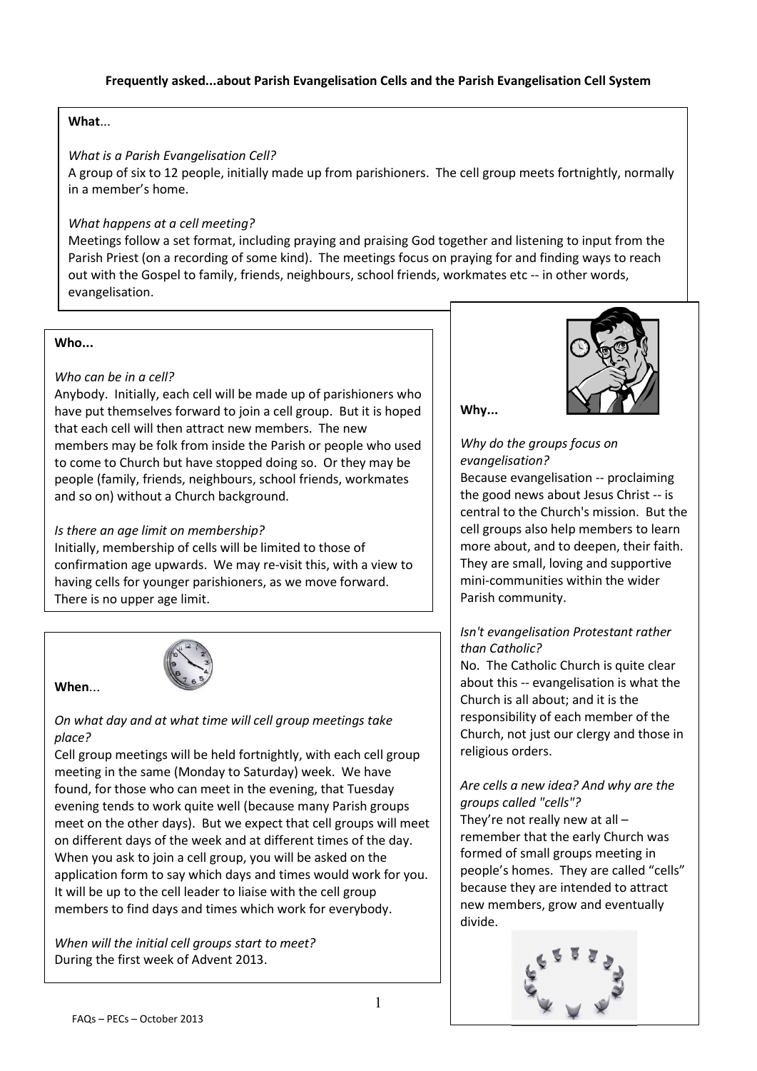**Frequently asked...about Parish Evangelisation Cells and the Parish Evangelisation Cell System**

**What**...

*What is a Parish Evangelisation Cell?*
A group of six to 12 people, initially made up from parishioners. The cell group meets fortnightly, normally in a member's home.

*What happens at a cell meeting?*
Meetings follow a set format, including praying and praising God together and listening to input from the Parish Priest (on a recording of some kind). The meetings focus on praying for and finding ways to reach out with the Gospel to family, friends, neighbours, school friends, workmates etc -- in other words, evangelisation.

**Who...**

*Who can be in a cell?*
Anybody. Initially, each cell will be made up of parishioners who have put themselves forward to join a cell group. But it is hoped that each cell will then attract new members. The new members may be folk from inside the Parish or people who used to come to Church but have stopped doing so. Or they may be people (family, friends, neighbours, school friends, workmates and so on) without a Church background.

*Is there an age limit on membership?*
Initially, membership of cells will be limited to those of confirmation age upwards. We may re-visit this, with a view to having cells for younger parishioners, as we move forward. There is no upper age limit.

**When**...

*On what day and at what time will cell group meetings take place?*
Cell group meetings will be held fortnightly, with each cell group meeting in the same (Monday to Saturday) week. We have found, for those who can meet in the evening, that Tuesday evening tends to work quite well (because many Parish groups meet on the other days). But we expect that cell groups will meet on different days of the week and at different times of the day. When you ask to join a cell group, you will be asked on the application form to say which days and times would work for you. It will be up to the cell leader to liaise with the cell group members to find days and times which work for everybody.

*When will the initial cell groups start to meet?*
During the first week of Advent 2013.

**Why...**

*Why do the groups focus on evangelisation?*
Because evangelisation -- proclaiming the good news about Jesus Christ -- is central to the Church's mission. But the cell groups also help members to learn more about, and to deepen, their faith. They are small, loving and supportive mini-communities within the wider Parish community.

*Isn't evangelisation Protestant rather than Catholic?*
No. The Catholic Church is quite clear about this -- evangelisation is what the Church is all about; and it is the responsibility of each member of the Church, not just our clergy and those in religious orders.

*Are cells a new idea? And why are the groups called "cells"?*
They're not really new at all – remember that the early Church was formed of small groups meeting in people's homes. They are called "cells" because they are intended to attract new members, grow and eventually divide.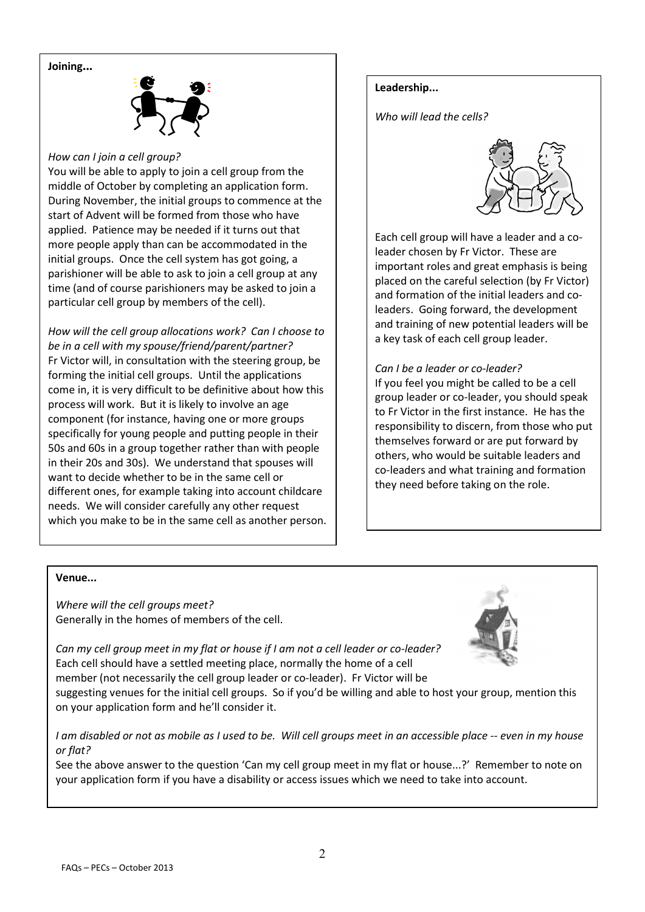**Joining...**

*How can I join a cell group?*

You will be able to apply to join a cell group from the middle of October by completing an application form. During November, the initial groups to commence at the start of Advent will be formed from those who have applied. Patience may be needed if it turns out that more people apply than can be accommodated in the initial groups. Once the cell system has got going, a parishioner will be able to ask to join a cell group at any time (and of course parishioners may be asked to join a particular cell group by members of the cell).

*How will the cell group allocations work? Can I choose to be in a cell with my spouse/friend/parent/partner?*

Fr Victor will, in consultation with the steering group, be forming the initial cell groups. Until the applications come in, it is very difficult to be definitive about how this process will work. But it is likely to involve an age component (for instance, having one or more groups specifically for young people and putting people in their 50s and 60s in a group together rather than with people in their 20s and 30s). We understand that spouses will want to decide whether to be in the same cell or different ones, for example taking into account childcare needs. We will consider carefully any other request which you make to be in the same cell as another person.

**Leadership...**

*Who will lead the cells?*

Each cell group will have a leader and a co-leader chosen by Fr Victor. These are important roles and great emphasis is being placed on the careful selection (by Fr Victor) and formation of the initial leaders and co-leaders. Going forward, the development and training of new potential leaders will be a key task of each cell group leader.

*Can I be a leader or co-leader?*

If you feel you might be called to be a cell group leader or co-leader, you should speak to Fr Victor in the first instance. He has the responsibility to discern, from those who put themselves forward or are put forward by others, who would be suitable leaders and co-leaders and what training and formation they need before taking on the role.

**Venue...**

*Where will the cell groups meet?*

Generally in the homes of members of the cell.

*Can my cell group meet in my flat or house if I am not a cell leader or co-leader?*

Each cell should have a settled meeting place, normally the home of a cell member (not necessarily the cell group leader or co-leader). Fr Victor will be suggesting venues for the initial cell groups. So if you'd be willing and able to host your group, mention this on your application form and he'll consider it.

*I am disabled or not as mobile as I used to be. Will cell groups meet in an accessible place -- even in my house or flat?*

See the above answer to the question 'Can my cell group meet in my flat or house...?' Remember to note on your application form if you have a disability or access issues which we need to take into account.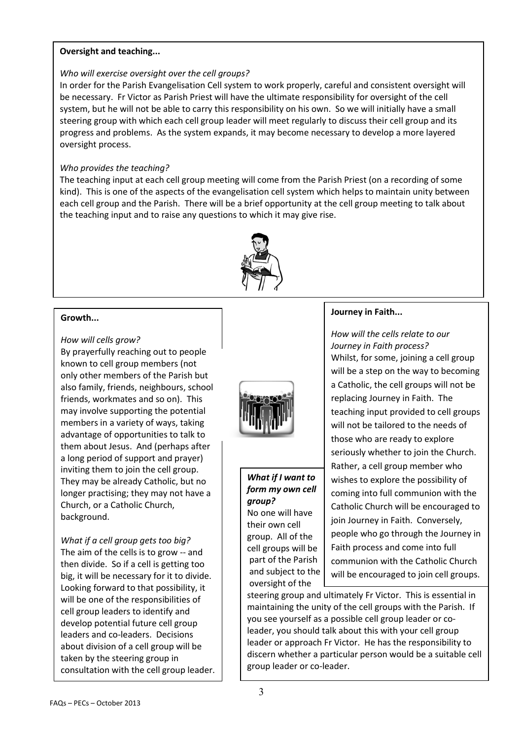**Oversight and teaching...**

*Who will exercise oversight over the cell groups?*

In order for the Parish Evangelisation Cell system to work properly, careful and consistent oversight will be necessary. Fr Victor as Parish Priest will have the ultimate responsibility for oversight of the cell system, but he will not be able to carry this responsibility on his own. So we will initially have a small steering group with which each cell group leader will meet regularly to discuss their cell group and its progress and problems. As the system expands, it may become necessary to develop a more layered oversight process.

*Who provides the teaching?*

The teaching input at each cell group meeting will come from the Parish Priest (on a recording of some kind). This is one of the aspects of the evangelisation cell system which helps to maintain unity between each cell group and the Parish. There will be a brief opportunity at the cell group meeting to talk about the teaching input and to raise any questions to which it may give rise.

**Growth...**

*How will cells grow?*

By prayerfully reaching out to people known to cell group members (not only other members of the Parish but also family, friends, neighbours, school friends, workmates and so on). This may involve supporting the potential members in a variety of ways, taking advantage of opportunities to talk to them about Jesus. And (perhaps after a long period of support and prayer) inviting them to join the cell group. They may be already Catholic, but no longer practising; they may not have a Church, or a Catholic Church, background.

*What if a cell group gets too big?*

The aim of the cells is to grow -- and then divide. So if a cell is getting too big, it will be necessary for it to divide. Looking forward to that possibility, it will be one of the responsibilities of cell group leaders to identify and develop potential future cell group leaders and co-leaders. Decisions about division of a cell group will be taken by the steering group in consultation with the cell group leader.

***What if I want to form my own cell group?***

No one will have their own cell group. All of the cell groups will be part of the Parish and subject to the oversight of the steering group and ultimately Fr Victor. This is essential in maintaining the unity of the cell groups with the Parish. If you see yourself as a possible cell group leader or co-leader, you should talk about this with your cell group leader or approach Fr Victor. He has the responsibility to discern whether a particular person would be a suitable cell group leader or co-leader.

**Journey in Faith...**

*How will the cells relate to our Journey in Faith process?*

Whilst, for some, joining a cell group will be a step on the way to becoming a Catholic, the cell groups will not be replacing Journey in Faith. The teaching input provided to cell groups will not be tailored to the needs of those who are ready to explore seriously whether to join the Church. Rather, a cell group member who wishes to explore the possibility of coming into full communion with the Catholic Church will be encouraged to join Journey in Faith. Conversely, people who go through the Journey in Faith process and come into full communion with the Catholic Church will be encouraged to join cell groups.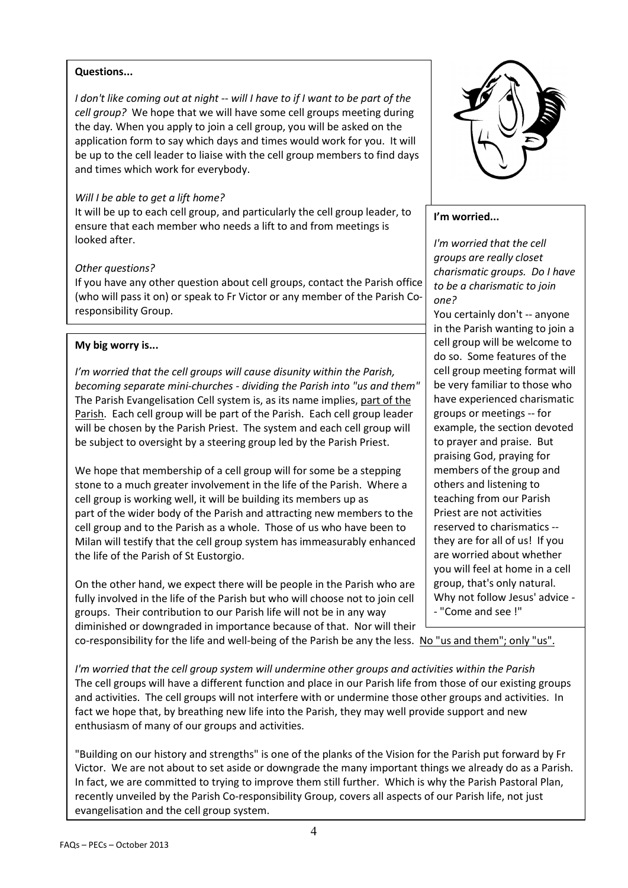**Questions...**

*I don't like coming out at night -- will I have to if I want to be part of the cell group?* We hope that we will have some cell groups meeting during the day. When you apply to join a cell group, you will be asked on the application form to say which days and times would work for you. It will be up to the cell leader to liaise with the cell group members to find days and times which work for everybody.

*Will I be able to get a lift home?*
It will be up to each cell group, and particularly the cell group leader, to ensure that each member who needs a lift to and from meetings is looked after.

*Other questions?*
If you have any other question about cell groups, contact the Parish office (who will pass it on) or speak to Fr Victor or any member of the Parish Co-responsibility Group.

**I'm worried...**

*I'm worried that the cell groups are really closet charismatic groups. Do I have to be a charismatic to join one?*
You certainly don't -- anyone in the Parish wanting to join a cell group will be welcome to do so. Some features of the cell group meeting format will be very familiar to those who have experienced charismatic groups or meetings -- for example, the section devoted to prayer and praise. But praising God, praying for members of the group and others and listening to teaching from our Parish Priest are not activities reserved to charismatics -- they are for all of us! If you are worried about whether you will feel at home in a cell group, that's only natural. Why not follow Jesus' advice -- "Come and see !"

**My big worry is...**

*I'm worried that the cell groups will cause disunity within the Parish, becoming separate mini-churches - dividing the Parish into "us and them"*
The Parish Evangelisation Cell system is, as its name implies, part of the Parish. Each cell group will be part of the Parish. Each cell group leader will be chosen by the Parish Priest. The system and each cell group will be subject to oversight by a steering group led by the Parish Priest.

We hope that membership of a cell group will for some be a stepping stone to a much greater involvement in the life of the Parish. Where a cell group is working well, it will be building its members up as part of the wider body of the Parish and attracting new members to the cell group and to the Parish as a whole. Those of us who have been to Milan will testify that the cell group system has immeasurably enhanced the life of the Parish of St Eustorgio.

On the other hand, we expect there will be people in the Parish who are fully involved in the life of the Parish but who will choose not to join cell groups. Their contribution to our Parish life will not be in any way diminished or downgraded in importance because of that. Nor will their co-responsibility for the life and well-being of the Parish be any the less. No "us and them"; only "us".

*I'm worried that the cell group system will undermine other groups and activities within the Parish*
The cell groups will have a different function and place in our Parish life from those of our existing groups and activities. The cell groups will not interfere with or undermine those other groups and activities. In fact we hope that, by breathing new life into the Parish, they may well provide support and new enthusiasm of many of our groups and activities.

"Building on our history and strengths" is one of the planks of the Vision for the Parish put forward by Fr Victor. We are not about to set aside or downgrade the many important things we already do as a Parish. In fact, we are committed to trying to improve them still further. Which is why the Parish Pastoral Plan, recently unveiled by the Parish Co-responsibility Group, covers all aspects of our Parish life, not just evangelisation and the cell group system.